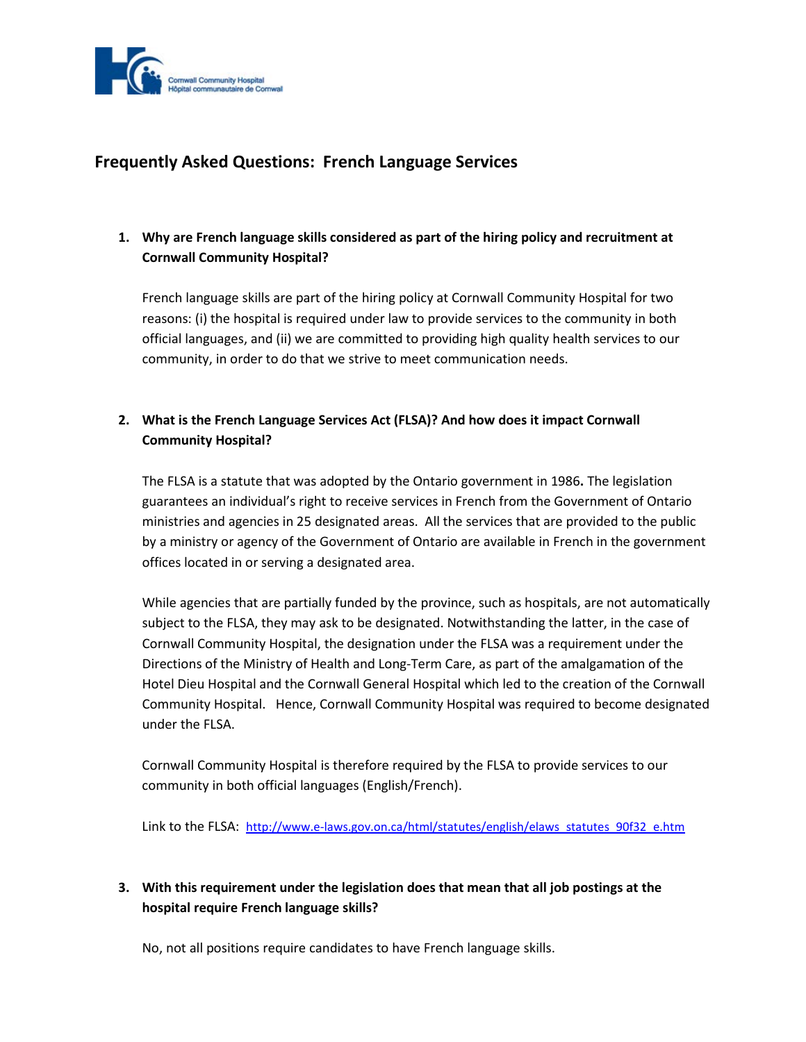Cornwall Community Hospital
Hôpital communautaire de Cornwall

# Frequently Asked Questions: French Language Services

1. **Why are French language skills considered as part of the hiring policy and recruitment at Cornwall Community Hospital?**

   French language skills are part of the hiring policy at Cornwall Community Hospital for two reasons: (i) the hospital is required under law to provide services to the community in both official languages, and (ii) we are committed to providing high quality health services to our community, in order to do that we strive to meet communication needs.

2. **What is the French Language Services Act (FLSA)? And how does it impact Cornwall Community Hospital?**

   The FLSA is a statute that was adopted by the Ontario government in 1986**.** The legislation guarantees an individual's right to receive services in French from the Government of Ontario ministries and agencies in 25 designated areas. All the services that are provided to the public by a ministry or agency of the Government of Ontario are available in French in the government offices located in or serving a designated area.

   While agencies that are partially funded by the province, such as hospitals, are not automatically subject to the FLSA, they may ask to be designated. Notwithstanding the latter, in the case of Cornwall Community Hospital, the designation under the FLSA was a requirement under the Directions of the Ministry of Health and Long-Term Care, as part of the amalgamation of the Hotel Dieu Hospital and the Cornwall General Hospital which led to the creation of the Cornwall Community Hospital. Hence, Cornwall Community Hospital was required to become designated under the FLSA.

   Cornwall Community Hospital is therefore required by the FLSA to provide services to our community in both official languages (English/French).

   Link to the FLSA: [http://www.e-laws.gov.on.ca/html/statutes/english/elaws_statutes_90f32_e.htm](http://www.e-laws.gov.on.ca/html/statutes/english/elaws_statutes_90f32_e.htm)

3. **With this requirement under the legislation does that mean that all job postings at the hospital require French language skills?**

   No, not all positions require candidates to have French language skills.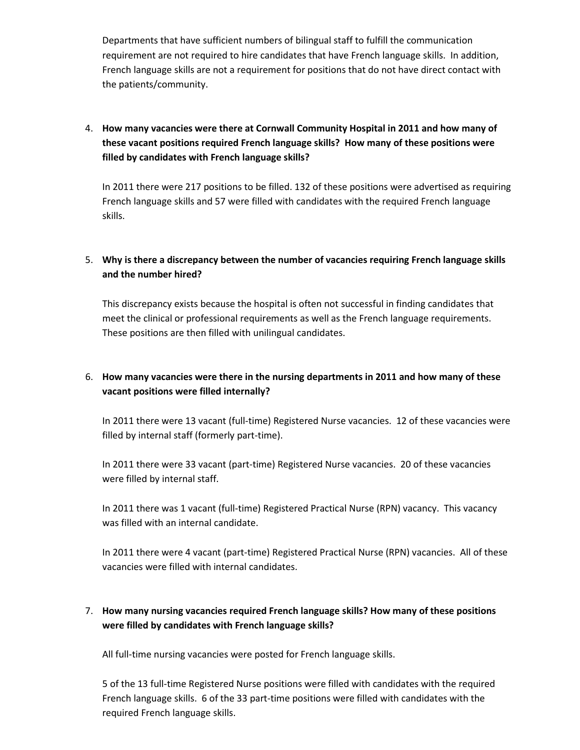Departments that have sufficient numbers of bilingual staff to fulfill the communication requirement are not required to hire candidates that have French language skills. In addition, French language skills are not a requirement for positions that do not have direct contact with the patients/community.

4. **How many vacancies were there at Cornwall Community Hospital in 2011 and how many of these vacant positions required French language skills? How many of these positions were filled by candidates with French language skills?**

   In 2011 there were 217 positions to be filled. 132 of these positions were advertised as requiring French language skills and 57 were filled with candidates with the required French language skills.

5. **Why is there a discrepancy between the number of vacancies requiring French language skills and the number hired?**

   This discrepancy exists because the hospital is often not successful in finding candidates that meet the clinical or professional requirements as well as the French language requirements. These positions are then filled with unilingual candidates.

6. **How many vacancies were there in the nursing departments in 2011 and how many of these vacant positions were filled internally?**

   In 2011 there were 13 vacant (full-time) Registered Nurse vacancies. 12 of these vacancies were filled by internal staff (formerly part-time).

   In 2011 there were 33 vacant (part-time) Registered Nurse vacancies. 20 of these vacancies were filled by internal staff.

   In 2011 there was 1 vacant (full-time) Registered Practical Nurse (RPN) vacancy. This vacancy was filled with an internal candidate.

   In 2011 there were 4 vacant (part-time) Registered Practical Nurse (RPN) vacancies. All of these vacancies were filled with internal candidates.

7. **How many nursing vacancies required French language skills? How many of these positions were filled by candidates with French language skills?**

   All full-time nursing vacancies were posted for French language skills.

   5 of the 13 full-time Registered Nurse positions were filled with candidates with the required French language skills. 6 of the 33 part-time positions were filled with candidates with the required French language skills.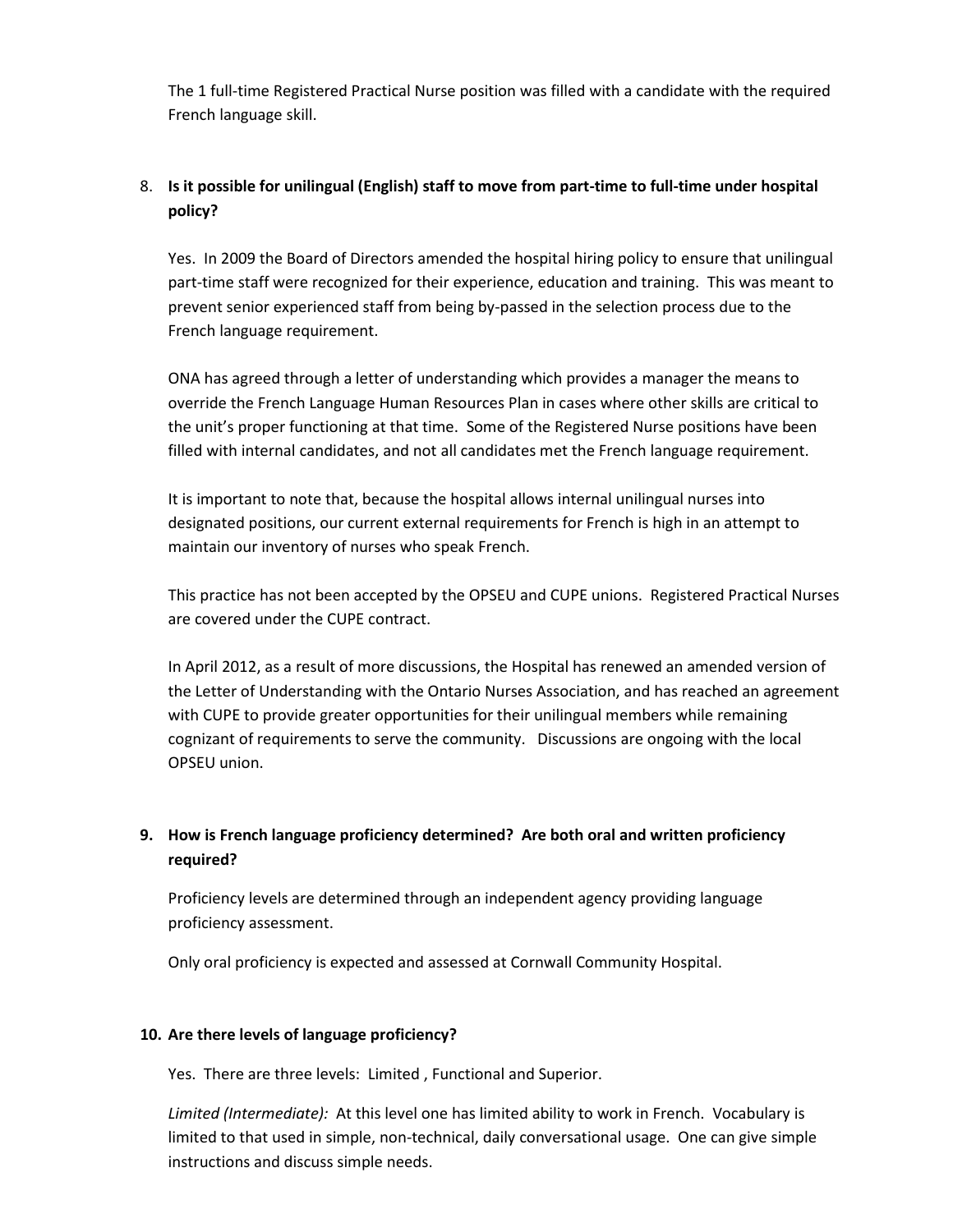The 1 full-time Registered Practical Nurse position was filled with a candidate with the required French language skill.

8. **Is it possible for unilingual (English) staff to move from part-time to full-time under hospital policy?**

   Yes. In 2009 the Board of Directors amended the hospital hiring policy to ensure that unilingual part-time staff were recognized for their experience, education and training. This was meant to prevent senior experienced staff from being by-passed in the selection process due to the French language requirement.

   ONA has agreed through a letter of understanding which provides a manager the means to override the French Language Human Resources Plan in cases where other skills are critical to the unit's proper functioning at that time. Some of the Registered Nurse positions have been filled with internal candidates, and not all candidates met the French language requirement.

   It is important to note that, because the hospital allows internal unilingual nurses into designated positions, our current external requirements for French is high in an attempt to maintain our inventory of nurses who speak French.

   This practice has not been accepted by the OPSEU and CUPE unions. Registered Practical Nurses are covered under the CUPE contract.

   In April 2012, as a result of more discussions, the Hospital has renewed an amended version of the Letter of Understanding with the Ontario Nurses Association, and has reached an agreement with CUPE to provide greater opportunities for their unilingual members while remaining cognizant of requirements to serve the community. Discussions are ongoing with the local OPSEU union.

9. **How is French language proficiency determined? Are both oral and written proficiency required?**

   Proficiency levels are determined through an independent agency providing language proficiency assessment.

   Only oral proficiency is expected and assessed at Cornwall Community Hospital.

10. **Are there levels of language proficiency?**

    Yes. There are three levels: Limited , Functional and Superior.

    *Limited (Intermediate):* At this level one has limited ability to work in French. Vocabulary is limited to that used in simple, non-technical, daily conversational usage. One can give simple instructions and discuss simple needs.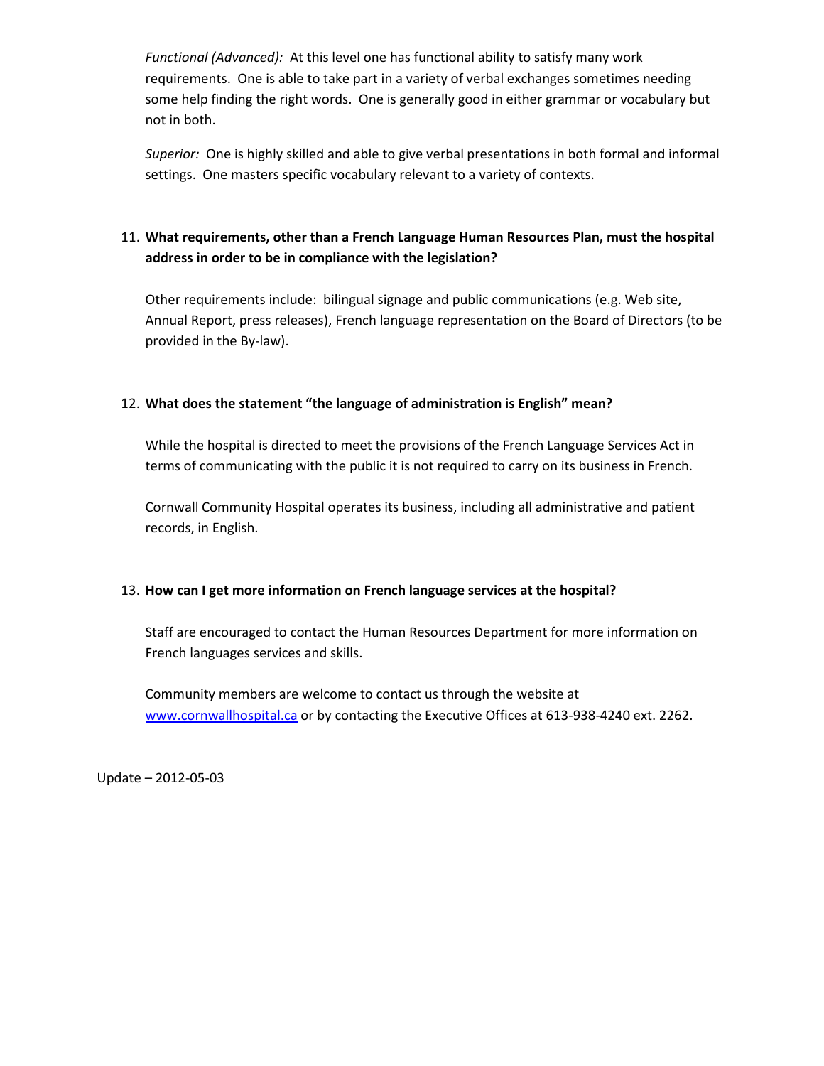*Functional (Advanced):* At this level one has functional ability to satisfy many work requirements. One is able to take part in a variety of verbal exchanges sometimes needing some help finding the right words. One is generally good in either grammar or vocabulary but not in both.

*Superior:* One is highly skilled and able to give verbal presentations in both formal and informal settings. One masters specific vocabulary relevant to a variety of contexts.

11. **What requirements, other than a French Language Human Resources Plan, must the hospital address in order to be in compliance with the legislation?**

    Other requirements include: bilingual signage and public communications (e.g. Web site, Annual Report, press releases), French language representation on the Board of Directors (to be provided in the By-law).

12. **What does the statement "the language of administration is English" mean?**

    While the hospital is directed to meet the provisions of the French Language Services Act in terms of communicating with the public it is not required to carry on its business in French.

    Cornwall Community Hospital operates its business, including all administrative and patient records, in English.

13. **How can I get more information on French language services at the hospital?**

    Staff are encouraged to contact the Human Resources Department for more information on French languages services and skills.

    Community members are welcome to contact us through the website at [www.cornwallhospital.ca](http://www.cornwallhospital.ca) or by contacting the Executive Offices at 613-938-4240 ext. 2262.

Update – 2012-05-03